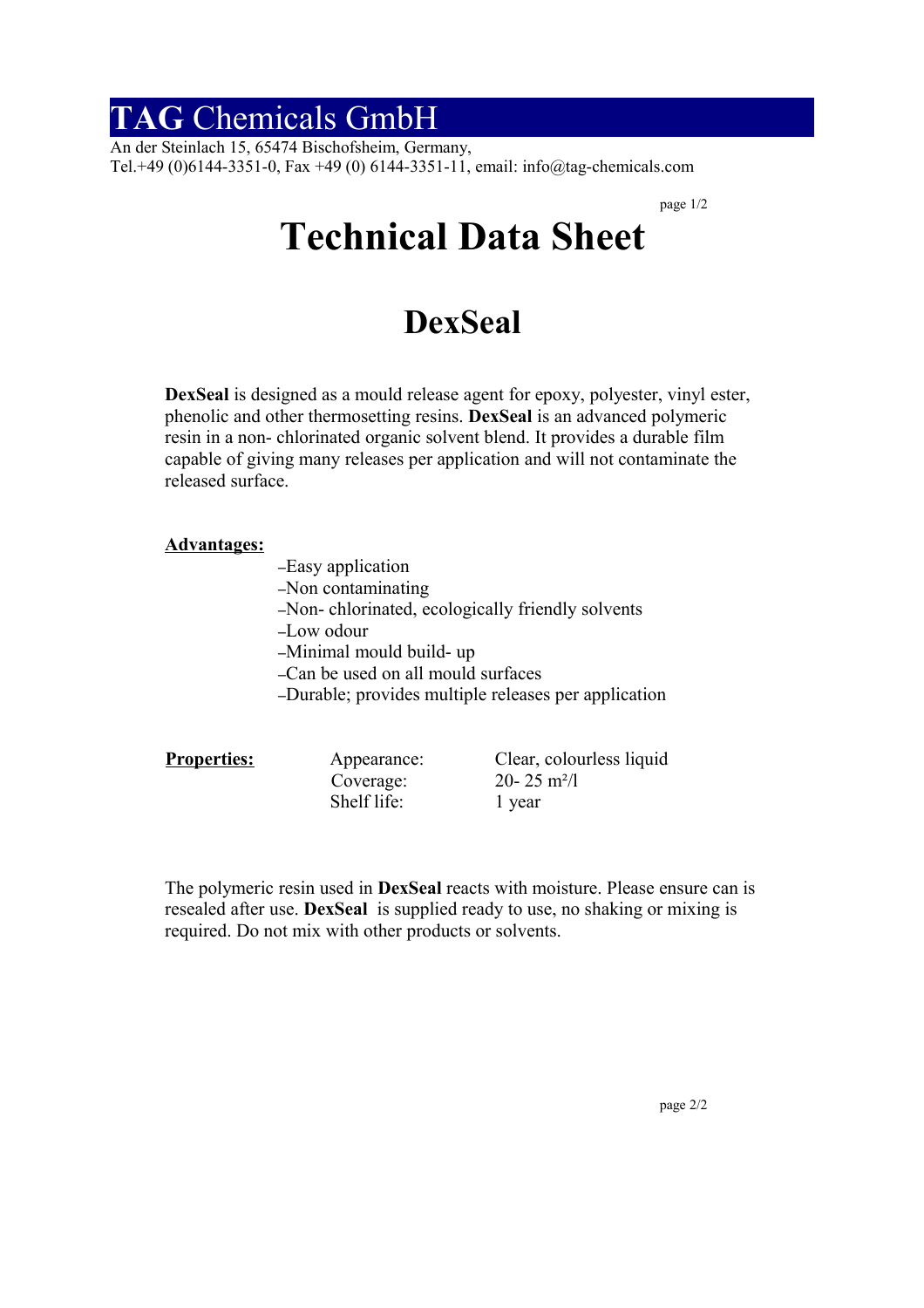# **TAG** Chemicals GmbH

An der Steinlach 15, 65474 Bischofsheim, Germany,
Tel.+49 (0)6144-3351-0, Fax +49 (0) 6144-3351-11, email: info@tag-chemicals.com

# Technical Data Sheet

## DexSeal

**DexSeal** is designed as a mould release agent for epoxy, polyester, vinyl ester, phenolic and other thermosetting resins. **DexSeal** is an advanced polymeric resin in a non- chlorinated organic solvent blend. It provides a durable film capable of giving many releases per application and will not contaminate the released surface.

**Advantages:**

- Easy application
- Non contaminating
- Non- chlorinated, ecologically friendly solvents
- Low odour
- Minimal mould build- up
- Can be used on all mould surfaces
- Durable; provides multiple releases per application

| | | |
|---|---|---|
| **Properties:** | Appearance: | Clear, colourless liquid |
| | Coverage: | 20- 25 m²/l |
| | Shelf life: | 1 year |

The polymeric resin used in **DexSeal** reacts with moisture. Please ensure can is resealed after use. **DexSeal** is supplied ready to use, no shaking or mixing is required. Do not mix with other products or solvents.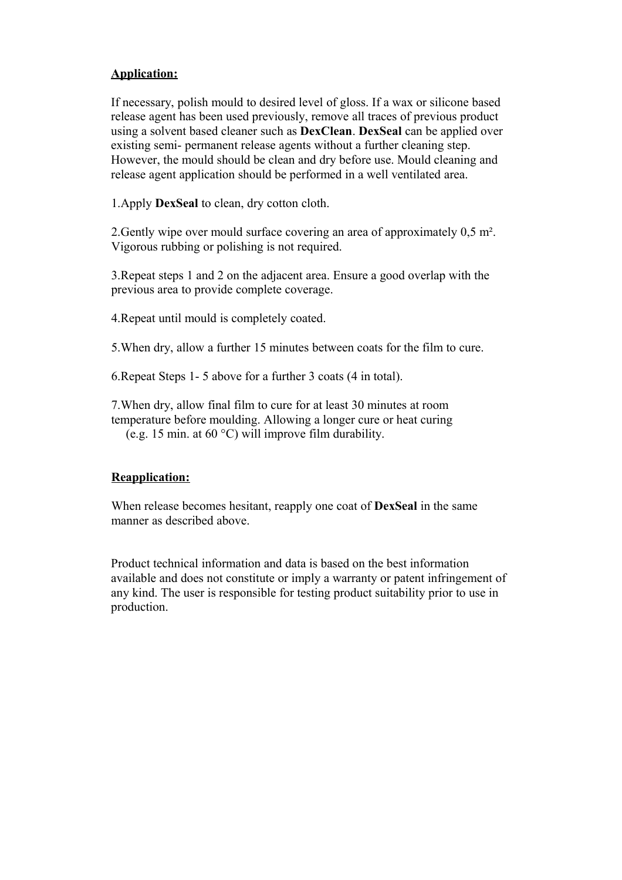## **Application:**

If necessary, polish mould to desired level of gloss. If a wax or silicone based release agent has been used previously, remove all traces of previous product using a solvent based cleaner such as **DexClean**. **DexSeal** can be applied over existing semi- permanent release agents without a further cleaning step. However, the mould should be clean and dry before use. Mould cleaning and release agent application should be performed in a well ventilated area.

1.Apply **DexSeal** to clean, dry cotton cloth.

2.Gently wipe over mould surface covering an area of approximately 0,5 m². Vigorous rubbing or polishing is not required.

3.Repeat steps 1 and 2 on the adjacent area. Ensure a good overlap with the previous area to provide complete coverage.

4.Repeat until mould is completely coated.

5.When dry, allow a further 15 minutes between coats for the film to cure.

6.Repeat Steps 1- 5 above for a further 3 coats (4 in total).

7.When dry, allow final film to cure for at least 30 minutes at room temperature before moulding. Allowing a longer cure or heat curing (e.g. 15 min. at 60 °C) will improve film durability.

## **Reapplication:**

When release becomes hesitant, reapply one coat of **DexSeal** in the same manner as described above.

Product technical information and data is based on the best information available and does not constitute or imply a warranty or patent infringement of any kind. The user is responsible for testing product suitability prior to use in production.